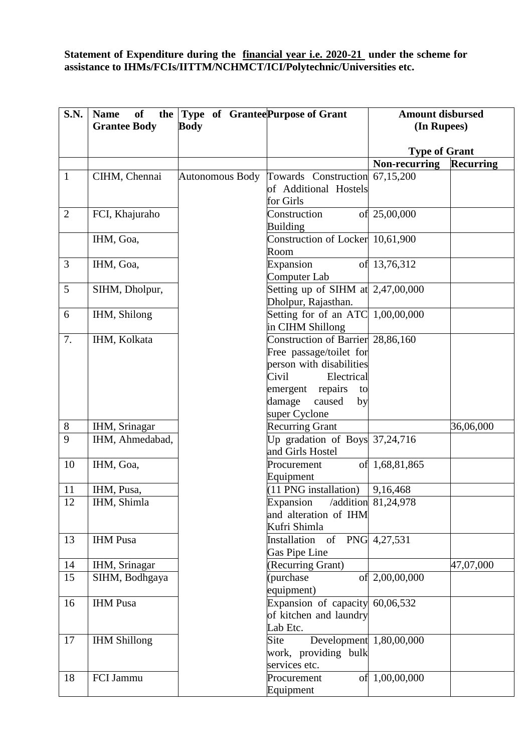**Statement of Expenditure during the <u>financial year i.e. 2020-21</u> under the scheme for assistance to IHMs/FCIs/IITTM/NCHMCT/ICI/Polytechnic/Universities etc.**

| S.N. | Name of the Grantee Body | Type of Grantee Body | Purpose of Grant | Amount disbursed (In Rupees) Type of Grant | |
|---|---|---|---|---|---|
| | | | | Non-recurring | Recurring |
| 1 | CIHM, Chennai | Autonomous Body | Towards Construction of Additional Hostels for Girls | 67,15,200 | |
| 2 | FCI, Khajuraho | | Construction of Building | 25,00,000 | |
| | IHM, Goa, | | Construction of Locker Room | 10,61,900 | |
| 3 | IHM, Goa, | | Expansion of Computer Lab | 13,76,312 | |
| 5 | SIHM, Dholpur, | | Setting up of SIHM at Dholpur, Rajasthan. | 2,47,00,000 | |
| 6 | IHM, Shilong | | Setting for of an ATC in CIHM Shillong | 1,00,00,000 | |
| 7. | IHM, Kolkata | | Construction of Barrier Free passage/toilet for person with disabilities Civil Electrical emergent repairs to damage caused by super Cyclone | 28,86,160 | |
| 8 | IHM, Srinagar | | Recurring Grant | | 36,06,000 |
| 9 | IHM, Ahmedabad, | | Up gradation of Boys and Girls Hostel | 37,24,716 | |
| 10 | IHM, Goa, | | Procurement of Equipment | 1,68,81,865 | |
| 11 | IHM, Pusa, | | (11 PNG installation) | 9,16,468 | |
| 12 | IHM, Shimla | | Expansion /addition and alteration of IHM Kufri Shimla | 81,24,978 | |
| 13 | IHM Pusa | | Installation of PNG Gas Pipe Line | 4,27,531 | |
| 14 | IHM, Srinagar | | (Recurring Grant) | | 47,07,000 |
| 15 | SIHM, Bodhgaya | | (purchase of equipment) | 2,00,00,000 | |
| 16 | IHM Pusa | | Expansion of capacity of kitchen and laundry Lab Etc. | 60,06,532 | |
| 17 | IHM Shillong | | Site Development work, providing bulk services etc. | 1,80,00,000 | |
| 18 | FCI Jammu | | Procurement of Equipment | 1,00,00,000 | |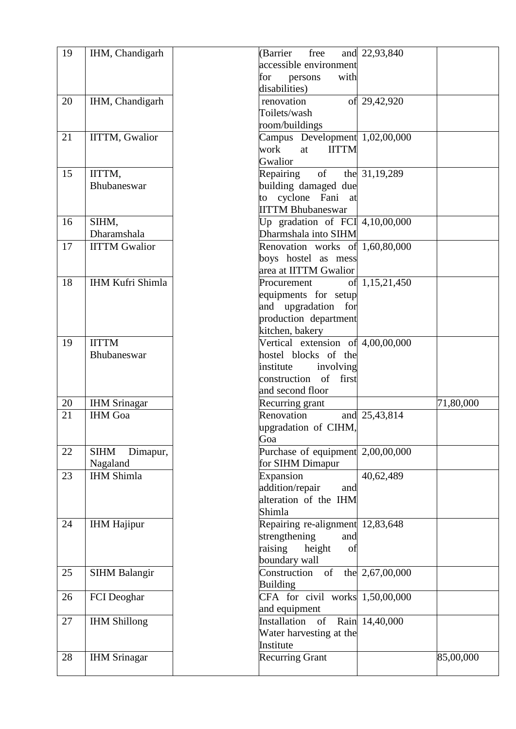| | | | | | |
|---|---|---|---|---|---|
| 19 | IHM, Chandigarh | | (Barrier free and accessible environment for persons with disabilities) | 22,93,840 | |
| 20 | IHM, Chandigarh | | renovation of Toilets/wash room/buildings | 29,42,920 | |
| 21 | IITTM, Gwalior | | Campus Development work at IITTM Gwalior | 1,02,00,000 | |
| 15 | IITTM, Bhubaneswar | | Repairing of the building damaged due to cyclone Fani at IITTM Bhubaneswar | 31,19,289 | |
| 16 | SIHM, Dharamshala | | Up gradation of FCI Dharmshala into SIHM | 4,10,00,000 | |
| 17 | IITTM Gwalior | | Renovation works of boys hostel as mess area at IITTM Gwalior | 1,60,80,000 | |
| 18 | IHM Kufri Shimla | | Procurement of equipments for setup and upgradation for production department kitchen, bakery | 1,15,21,450 | |
| 19 | IITTM Bhubaneswar | | Vertical extension of hostel blocks of the institute involving construction of first and second floor | 4,00,00,000 | |
| 20 | IHM Srinagar | | Recurring grant | | 71,80,000 |
| 21 | IHM Goa | | Renovation and upgradation of CIHM, Goa | 25,43,814 | |
| 22 | SIHM Dimapur, Nagaland | | Purchase of equipment for SIHM Dimapur | 2,00,00,000 | |
| 23 | IHM Shimla | | Expansion addition/repair and alteration of the IHM Shimla | 40,62,489 | |
| 24 | IHM Hajipur | | Repairing re-alignment strengthening and raising height of boundary wall | 12,83,648 | |
| 25 | SIHM Balangir | | Construction of the Building | 2,67,00,000 | |
| 26 | FCI Deoghar | | CFA for civil works and equipment | 1,50,00,000 | |
| 27 | IHM Shillong | | Installation of Rain Water harvesting at the Institute | 14,40,000 | |
| 28 | IHM Srinagar | | Recurring Grant | | 85,00,000 |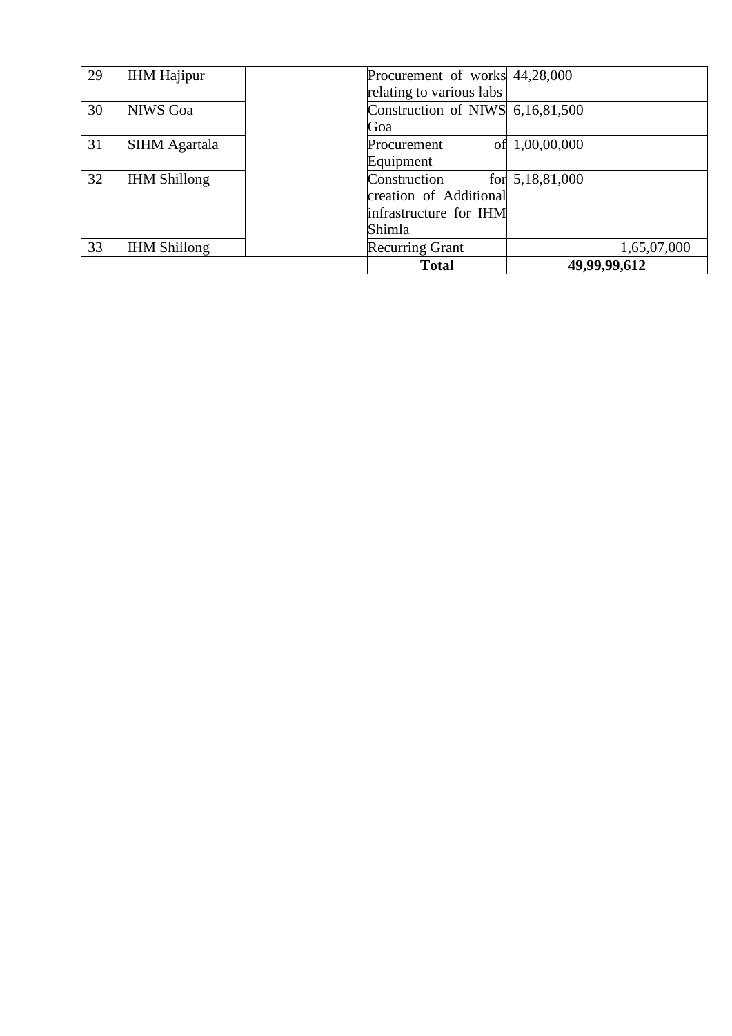| | | | | | |
|---|---|---|---|---|---|
| 29 | IHM Hajipur | | Procurement of works relating to various labs | 44,28,000 | |
| 30 | NIWS Goa | | Construction of NIWS Goa | 6,16,81,500 | |
| 31 | SIHM Agartala | | Procurement of Equipment | 1,00,00,000 | |
| 32 | IHM Shillong | | Construction for creation of Additional infrastructure for IHM Shimla | 5,18,81,000 | |
| 33 | IHM Shillong | | Recurring Grant | | 1,65,07,000 |
| | | | **Total** | **49,99,99,612** | |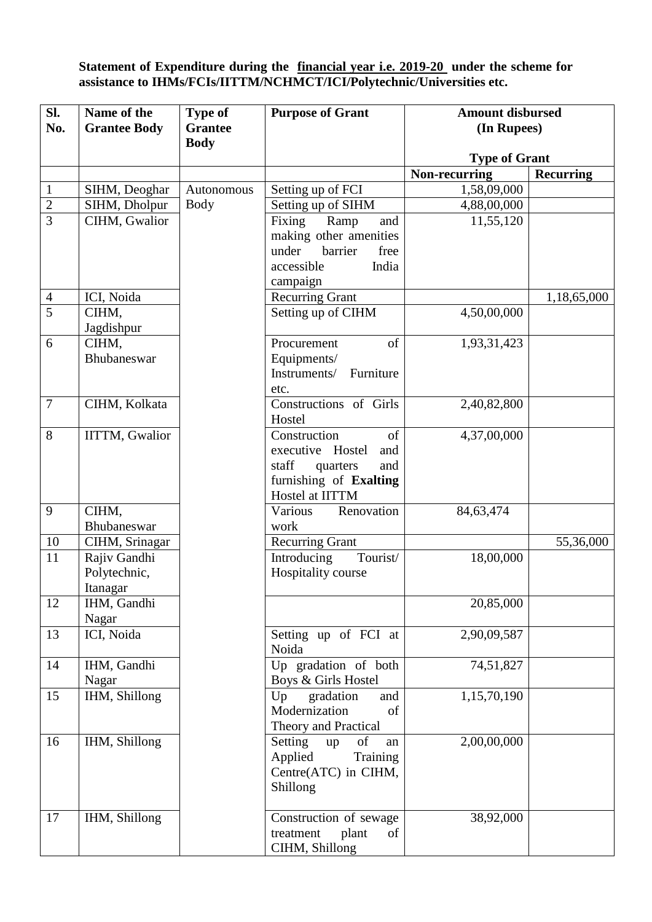**Statement of Expenditure during the financial year i.e. 2019-20 under the scheme for assistance to IHMs/FCIs/IITTM/NCHMCT/ICI/Polytechnic/Universities etc.**

| Sl. No. | Name of the Grantee Body | Type of Grantee Body | Purpose of Grant | Amount disbursed (In Rupees) Type of Grant | |
|---|---|---|---|---|---|
| | | | | Non-recurring | Recurring |
| 1 | SIHM, Deoghar | Autonomous Body | Setting up of FCI | 1,58,09,000 | |
| 2 | SIHM, Dholpur | | Setting up of SIHM | 4,88,00,000 | |
| 3 | CIHM, Gwalior | | Fixing Ramp and making other amenities under barrier free accessible India campaign | 11,55,120 | |
| 4 | ICI, Noida | | Recurring Grant | | 1,18,65,000 |
| 5 | CIHM, Jagdishpur | | Setting up of CIHM | 4,50,00,000 | |
| 6 | CIHM, Bhubaneswar | | Procurement of Equipments/ Instruments/ Furniture etc. | 1,93,31,423 | |
| 7 | CIHM, Kolkata | | Constructions of Girls Hostel | 2,40,82,800 | |
| 8 | IITTM, Gwalior | | Construction of executive Hostel and staff quarters and furnishing of **Exalting** Hostel at IITTM | 4,37,00,000 | |
| 9 | CIHM, Bhubaneswar | | Various Renovation work | 84,63,474 | |
| 10 | CIHM, Srinagar | | Recurring Grant | | 55,36,000 |
| 11 | Rajiv Gandhi Polytechnic, Itanagar | | Introducing Tourist/ Hospitality course | 18,00,000 | |
| 12 | IHM, Gandhi Nagar | | | 20,85,000 | |
| 13 | ICI, Noida | | Setting up of FCI at Noida | 2,90,09,587 | |
| 14 | IHM, Gandhi Nagar | | Up gradation of both Boys & Girls Hostel | 74,51,827 | |
| 15 | IHM, Shillong | | Up gradation and Modernization of Theory and Practical | 1,15,70,190 | |
| 16 | IHM, Shillong | | Setting up of an Applied Training Centre(ATC) in CIHM, Shillong | 2,00,00,000 | |
| 17 | IHM, Shillong | | Construction of sewage treatment plant of CIHM, Shillong | 38,92,000 | |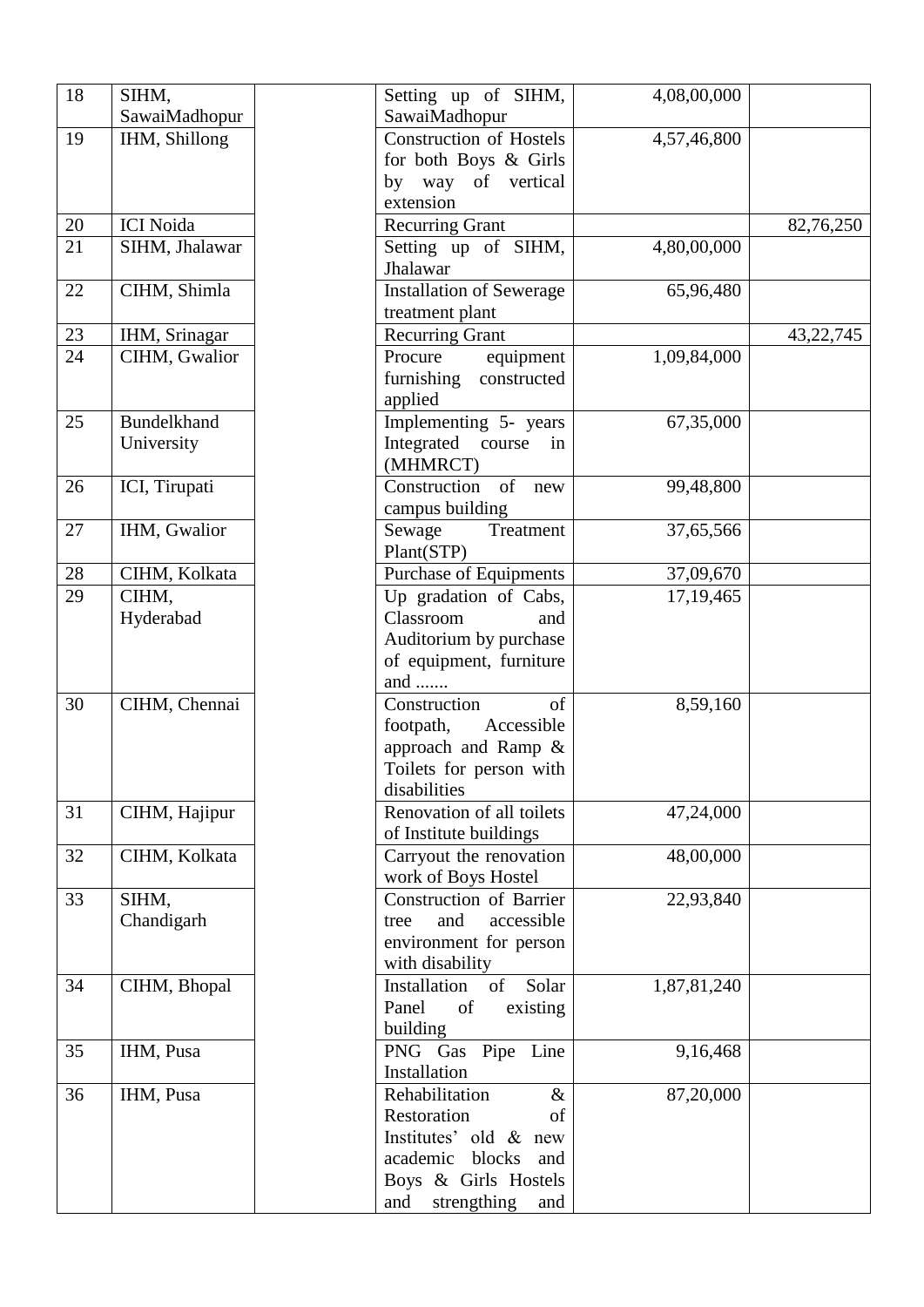| | | | | | |
|---|---|---|---|---|---|
| 18 | SIHM, SawaiMadhopur | | Setting up of SIHM, SawaiMadhopur | 4,08,00,000 | |
| 19 | IHM, Shillong | | Construction of Hostels for both Boys & Girls by way of vertical extension | 4,57,46,800 | |
| 20 | ICI Noida | | Recurring Grant | | 82,76,250 |
| 21 | SIHM, Jhalawar | | Setting up of SIHM, Jhalawar | 4,80,00,000 | |
| 22 | CIHM, Shimla | | Installation of Sewerage treatment plant | 65,96,480 | |
| 23 | IHM, Srinagar | | Recurring Grant | | 43,22,745 |
| 24 | CIHM, Gwalior | | Procure equipment furnishing constructed applied | 1,09,84,000 | |
| 25 | Bundelkhand University | | Implementing 5- years Integrated course in (MHMRCT) | 67,35,000 | |
| 26 | ICI, Tirupati | | Construction of new campus building | 99,48,800 | |
| 27 | IHM, Gwalior | | Sewage Treatment Plant(STP) | 37,65,566 | |
| 28 | CIHM, Kolkata | | Purchase of Equipments | 37,09,670 | |
| 29 | CIHM, Hyderabad | | Up gradation of Cabs, Classroom and Auditorium by purchase of equipment, furniture and ....... | 17,19,465 | |
| 30 | CIHM, Chennai | | Construction of footpath, Accessible approach and Ramp & Toilets for person with disabilities | 8,59,160 | |
| 31 | CIHM, Hajipur | | Renovation of all toilets of Institute buildings | 47,24,000 | |
| 32 | CIHM, Kolkata | | Carryout the renovation work of Boys Hostel | 48,00,000 | |
| 33 | SIHM, Chandigarh | | Construction of Barrier tree and accessible environment for person with disability | 22,93,840 | |
| 34 | CIHM, Bhopal | | Installation of Solar Panel of existing building | 1,87,81,240 | |
| 35 | IHM, Pusa | | PNG Gas Pipe Line Installation | 9,16,468 | |
| 36 | IHM, Pusa | | Rehabilitation & Restoration of Institutes' old & new academic blocks and Boys & Girls Hostels and strengthing and | 87,20,000 | |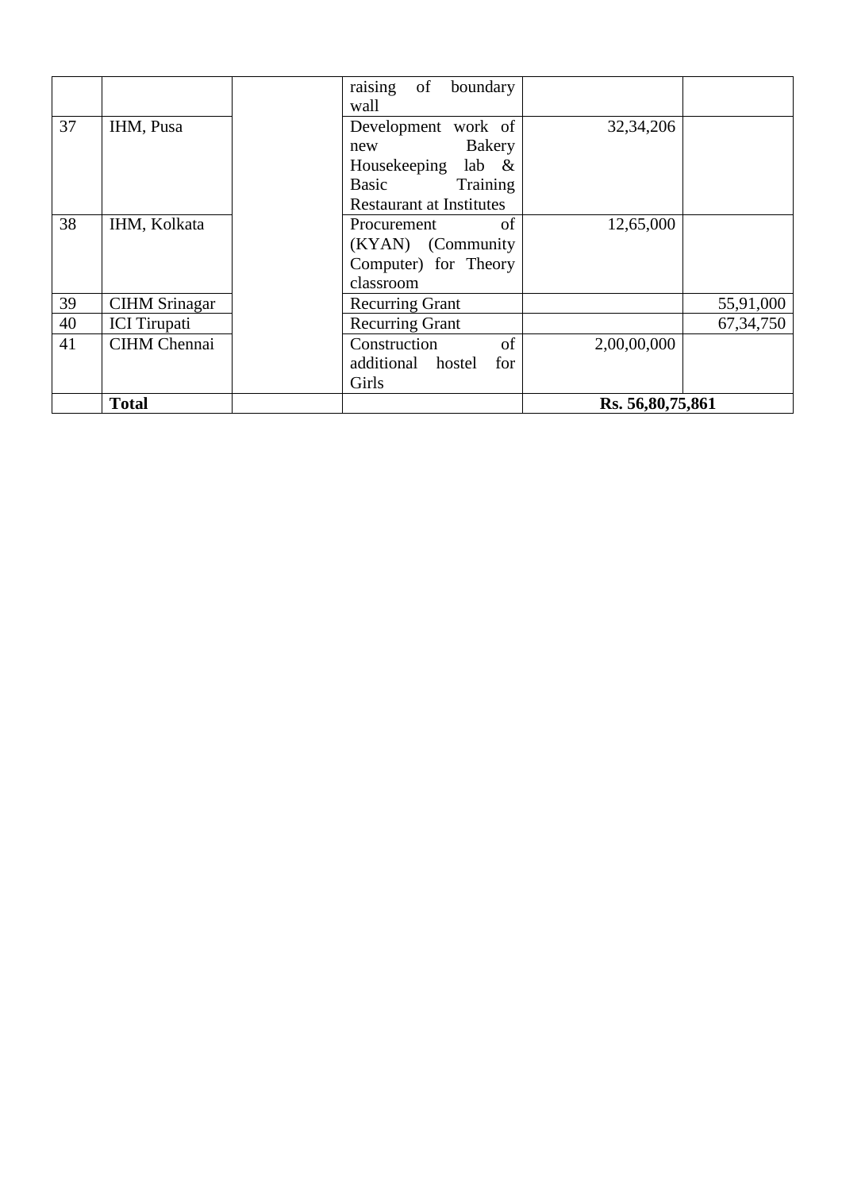| | | | | | |
|---|---|---|---|---|---|
| | | | raising of boundary wall | | |
| 37 | IHM, Pusa | | Development work of new Bakery Housekeeping lab & Basic Training Restaurant at Institutes | 32,34,206 | |
| 38 | IHM, Kolkata | | Procurement of (KYAN) (Community Computer) for Theory classroom | 12,65,000 | |
| 39 | CIHM Srinagar | | Recurring Grant | | 55,91,000 |
| 40 | ICI Tirupati | | Recurring Grant | | 67,34,750 |
| 41 | CIHM Chennai | | Construction of additional hostel for Girls | 2,00,00,000 | |
| | **Total** | | | **Rs. 56,80,75,861** | |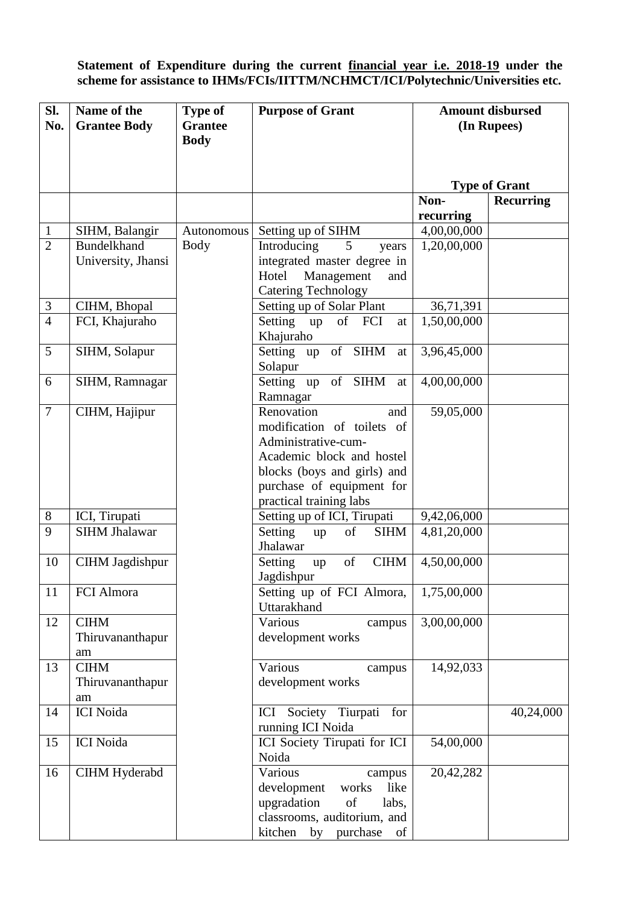**Statement of Expenditure during the current financial year i.e. 2018-19 under the scheme for assistance to IHMs/FCIs/IITTM/NCHMCT/ICI/Polytechnic/Universities etc.**

| Sl. No. | Name of the Grantee Body | Type of Grantee Body | Purpose of Grant | Amount disbursed (In Rupees) Type of Grant | |
|---|---|---|---|---|---|
| | | | | Non-recurring | Recurring |
| 1 | SIHM, Balangir | Autonomous Body | Setting up of SIHM | 4,00,00,000 | |
| 2 | Bundelkhand University, Jhansi | | Introducing 5 years integrated master degree in Hotel Management and Catering Technology | 1,20,00,000 | |
| 3 | CIHM, Bhopal | | Setting up of Solar Plant | 36,71,391 | |
| 4 | FCI, Khajuraho | | Setting up of FCI at Khajuraho | 1,50,00,000 | |
| 5 | SIHM, Solapur | | Setting up of SIHM at Solapur | 3,96,45,000 | |
| 6 | SIHM, Ramnagar | | Setting up of SIHM at Ramnagar | 4,00,00,000 | |
| 7 | CIHM, Hajipur | | Renovation and modification of toilets of Administrative-cum-Academic block and hostel blocks (boys and girls) and purchase of equipment for practical training labs | 59,05,000 | |
| 8 | ICI, Tirupati | | Setting up of ICI, Tirupati | 9,42,06,000 | |
| 9 | SIHM Jhalawar | | Setting up of SIHM Jhalawar | 4,81,20,000 | |
| 10 | CIHM Jagdishpur | | Setting up of CIHM Jagdishpur | 4,50,00,000 | |
| 11 | FCI Almora | | Setting up of FCI Almora, Uttarakhand | 1,75,00,000 | |
| 12 | CIHM Thiruvananthapuram | | Various campus development works | 3,00,00,000 | |
| 13 | CIHM Thiruvananthapuram | | Various campus development works | 14,92,033 | |
| 14 | ICI Noida | | ICI Society Tiurpati for running ICI Noida | | 40,24,000 |
| 15 | ICI Noida | | ICI Society Tirupati for ICI Noida | 54,00,000 | |
| 16 | CIHM Hyderabd | | Various campus development works like upgradation of labs, classrooms, auditorium, and kitchen by purchase of | 20,42,282 | |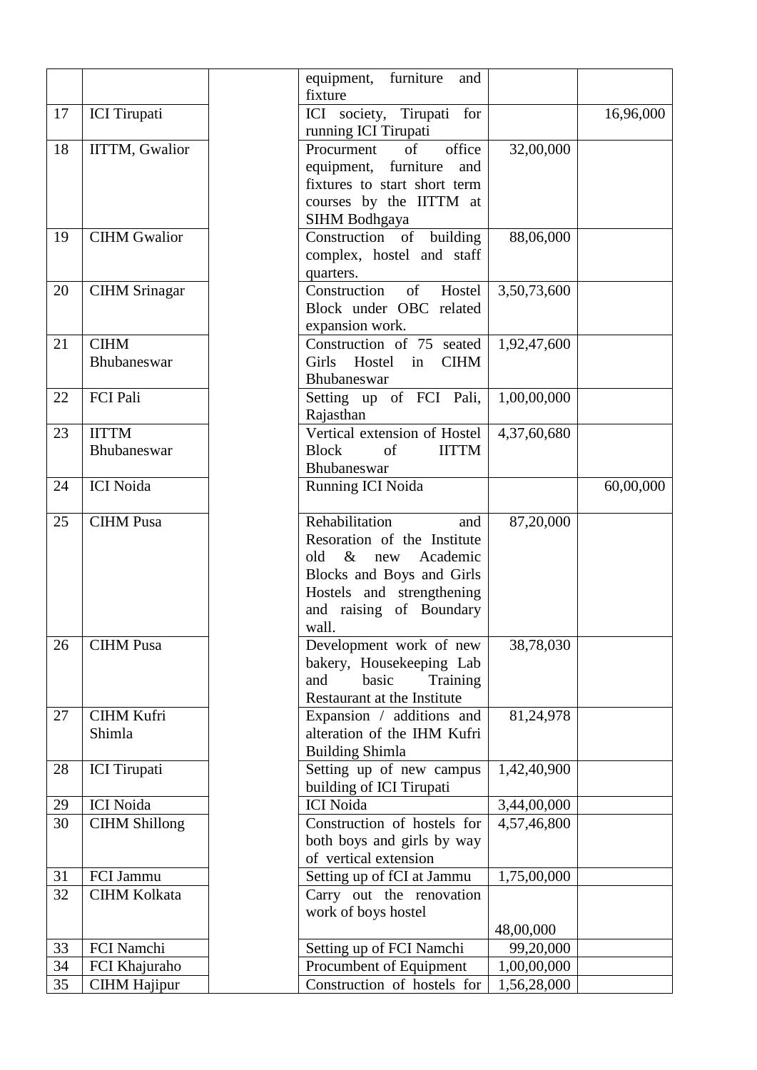| | | | | | |
|---|---|---|---|---|---|
| | | | equipment, furniture and fixture | | |
| 17 | ICI Tirupati | | ICI society, Tirupati for running ICI Tirupati | | 16,96,000 |
| 18 | IITTM, Gwalior | | Procurment of office equipment, furniture and fixtures to start short term courses by the IITTM at SIHM Bodhgaya | 32,00,000 | |
| 19 | CIHM Gwalior | | Construction of building complex, hostel and staff quarters. | 88,06,000 | |
| 20 | CIHM Srinagar | | Construction of Hostel Block under OBC related expansion work. | 3,50,73,600 | |
| 21 | CIHM Bhubaneswar | | Construction of 75 seated Girls Hostel in CIHM Bhubaneswar | 1,92,47,600 | |
| 22 | FCI Pali | | Setting up of FCI Pali, Rajasthan | 1,00,00,000 | |
| 23 | IITTM Bhubaneswar | | Vertical extension of Hostel Block of IITTM Bhubaneswar | 4,37,60,680 | |
| 24 | ICI Noida | | Running ICI Noida | | 60,00,000 |
| 25 | CIHM Pusa | | Rehabilitation and Resoration of the Institute old & new Academic Blocks and Boys and Girls Hostels and strengthening and raising of Boundary wall. | 87,20,000 | |
| 26 | CIHM Pusa | | Development work of new bakery, Housekeeping Lab and basic Training Restaurant at the Institute | 38,78,030 | |
| 27 | CIHM Kufri Shimla | | Expansion / additions and alteration of the IHM Kufri Building Shimla | 81,24,978 | |
| 28 | ICI Tirupati | | Setting up of new campus building of ICI Tirupati | 1,42,40,900 | |
| 29 | ICI Noida | | ICI Noida | 3,44,00,000 | |
| 30 | CIHM Shillong | | Construction of hostels for both boys and girls by way of vertical extension | 4,57,46,800 | |
| 31 | FCI Jammu | | Setting up of fCI at Jammu | 1,75,00,000 | |
| 32 | CIHM Kolkata | | Carry out the renovation work of boys hostel | 48,00,000 | |
| 33 | FCI Namchi | | Setting up of FCI Namchi | 99,20,000 | |
| 34 | FCI Khajuraho | | Procumbent of Equipment | 1,00,00,000 | |
| 35 | CIHM Hajipur | | Construction of hostels for | 1,56,28,000 | |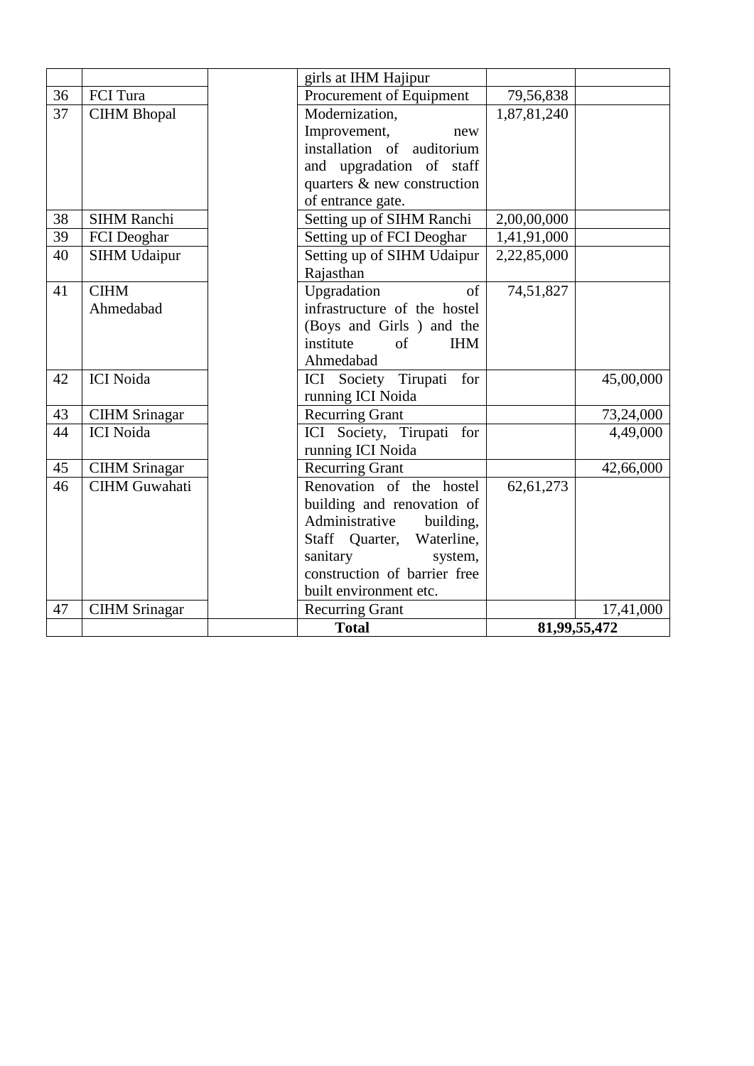| | | | | | |
|---|---|---|---|---|---|
| | | | girls at IHM Hajipur | | |
| 36 | FCI Tura | | Procurement of Equipment | 79,56,838 | |
| 37 | CIHM Bhopal | | Modernization, Improvement, new installation of auditorium and upgradation of staff quarters & new construction of entrance gate. | 1,87,81,240 | |
| 38 | SIHM Ranchi | | Setting up of SIHM Ranchi | 2,00,00,000 | |
| 39 | FCI Deoghar | | Setting up of FCI Deoghar | 1,41,91,000 | |
| 40 | SIHM Udaipur | | Setting up of SIHM Udaipur Rajasthan | 2,22,85,000 | |
| 41 | CIHM Ahmedabad | | Upgradation of infrastructure of the hostel (Boys and Girls ) and the institute of IHM Ahmedabad | 74,51,827 | |
| 42 | ICI Noida | | ICI Society Tirupati for running ICI Noida | | 45,00,000 |
| 43 | CIHM Srinagar | | Recurring Grant | | 73,24,000 |
| 44 | ICI Noida | | ICI Society, Tirupati for running ICI Noida | | 4,49,000 |
| 45 | CIHM Srinagar | | Recurring Grant | | 42,66,000 |
| 46 | CIHM Guwahati | | Renovation of the hostel building and renovation of Administrative building, Staff Quarter, Waterline, sanitary system, construction of barrier free built environment etc. | 62,61,273 | |
| 47 | CIHM Srinagar | | Recurring Grant | | 17,41,000 |
| | | | **Total** | **81,99,55,472** | |